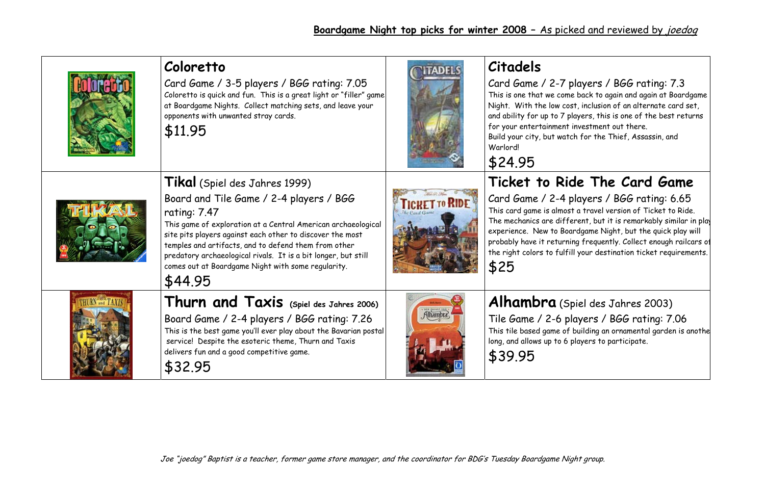**Boardgame Night top picks for winter 2008 – As picked and reviewed by *joedog***

## Coloretto

Card Game / 3-5 players / BGG rating: 7.05

Coloretto is quick and fun. This is a great light or "filler" game at Boardgame Nights. Collect matching sets, and leave your opponents with unwanted stray cards.

$11.95

## Citadels

Card Game / 2-7 players / BGG rating: 7.3

This is one that we come back to again and again at Boardgame Night. With the low cost, inclusion of an alternate card set, and ability for up to 7 players, this is one of the best returns for your entertainment investment out there.
Build your city, but watch for the Thief, Assassin, and Warlord!

$24.95

## Tikal (Spiel des Jahres 1999)

Board and Tile Game / 2-4 players / BGG rating: 7.47

This game of exploration at a Central American archaeological site pits players against each other to discover the most temples and artifacts, and to defend them from other predatory archaeological rivals. It is a bit longer, but still comes out at Boardgame Night with some regularity.

$44.95

## Ticket to Ride The Card Game

Card Game / 2-4 players / BGG rating: 6.65

This card game is almost a travel version of Ticket to Ride. The mechanics are different, but it is remarkably similar in play experience. New to Boardgame Night, but the quick play will probably have it returning frequently. Collect enough railcars of the right colors to fulfill your destination ticket requirements.

$25

## Thurn and Taxis (Spiel des Jahres 2006)

Board Game / 2-4 players / BGG rating: 7.26

This is the best game you'll ever play about the Bavarian postal service! Despite the esoteric theme, Thurn and Taxis delivers fun and a good competitive game.

$32.95

## Alhambra (Spiel des Jahres 2003)

Tile Game / 2-6 players / BGG rating: 7.06

This tile based game of building an ornamental garden is another long, and allows up to 6 players to participate.

$39.95

*Joe "joedog" Baptist is a teacher, former game store manager, and the coordinator for BDG's Tuesday Boardgame Night group.*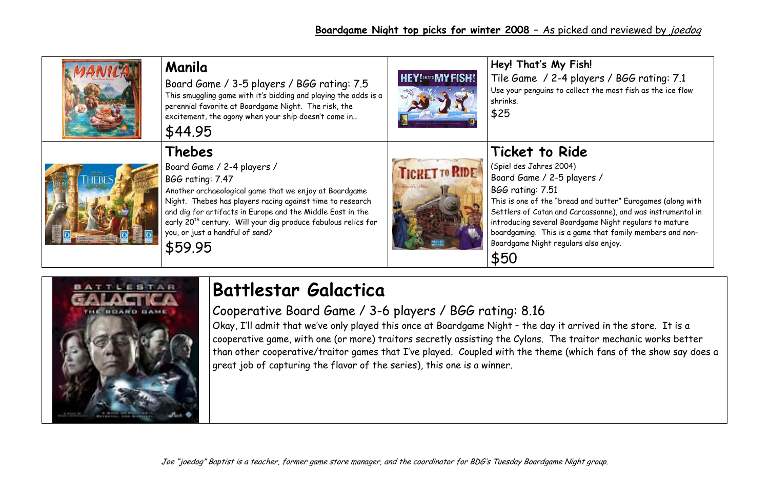**Boardgame Night top picks for winter 2008** – As picked and reviewed by *joedog*

## Manila

Board Game / 3-5 players / BGG rating: 7.5

This smuggling game with it's bidding and playing the odds is a perennial favorite at Boardgame Night. The risk, the excitement, the agony when your ship doesn't come in…

$44.95

## Hey! That's My Fish!

Tile Game / 2-4 players / BGG rating: 7.1

Use your penguins to collect the most fish as the ice flow shrinks.

$25

## Thebes

Board Game / 2-4 players / BGG rating: 7.47

Another archaeological game that we enjoy at Boardgame Night. Thebes has players racing against time to research and dig for artifacts in Europe and the Middle East in the early 20th century. Will your dig produce fabulous relics for you, or just a handful of sand?

$59.95

## Ticket to Ride

(Spiel des Jahres 2004)

Board Game / 2-5 players / BGG rating: 7.51

This is one of the "bread and butter" Eurogames (along with Settlers of Catan and Carcassonne), and was instrumental in introducing several Boardgame Night regulars to mature boardgaming. This is a game that family members and non-Boardgame Night regulars also enjoy.

$50

## Battlestar Galactica

Cooperative Board Game / 3-6 players / BGG rating: 8.16

Okay, I'll admit that we've only played this once at Boardgame Night – the day it arrived in the store. It is a cooperative game, with one (or more) traitors secretly assisting the Cylons. The traitor mechanic works better than other cooperative/traitor games that I've played. Coupled with the theme (which fans of the show say does a great job of capturing the flavor of the series), this one is a winner.

*Joe "joedog" Baptist is a teacher, former game store manager, and the coordinator for BDG's Tuesday Boardgame Night group.*